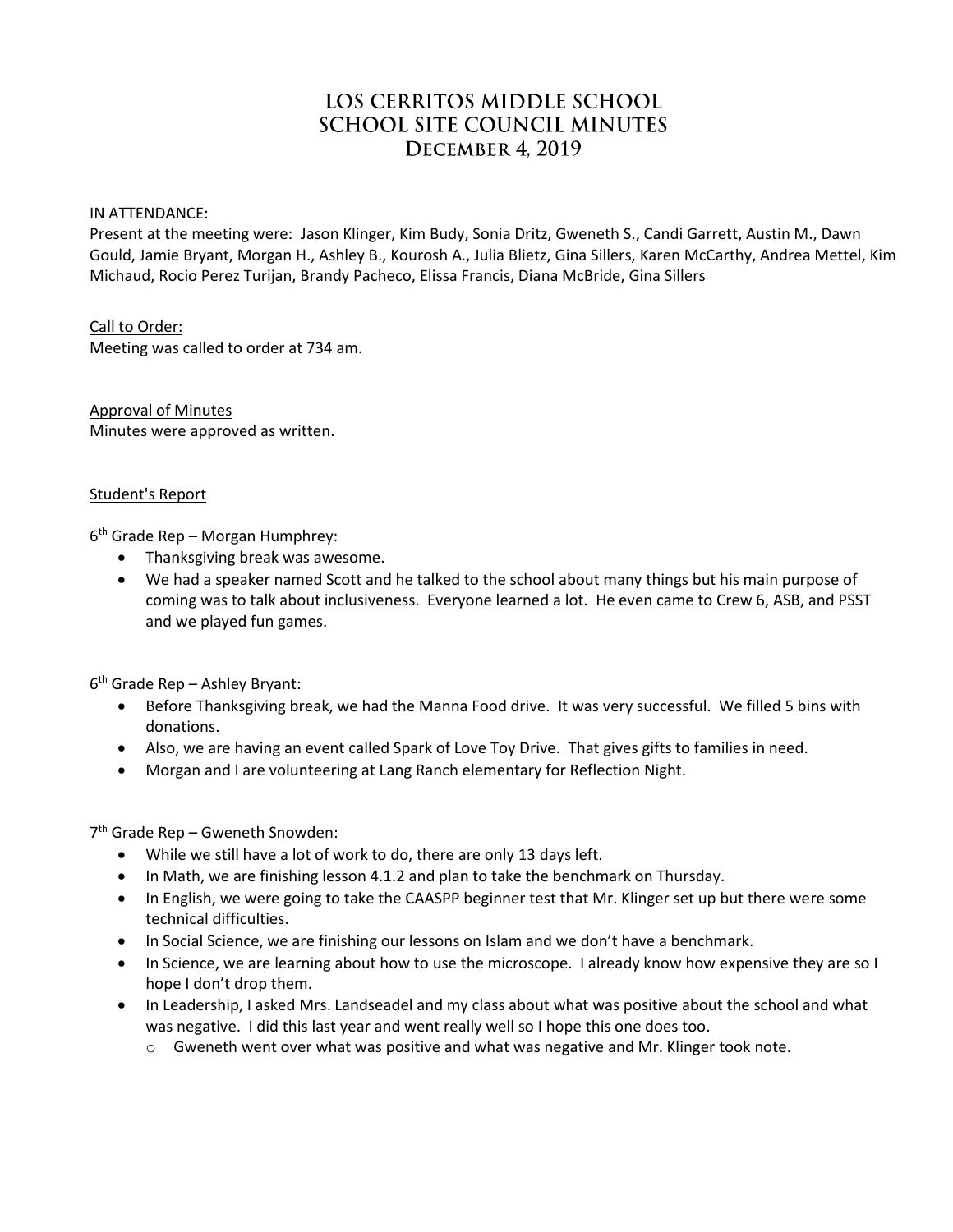# LOS CERRITOS MIDDLE SCHOOL
# SCHOOL SITE COUNCIL MINUTES
# December 4, 2019

IN ATTENDANCE:
Present at the meeting were: Jason Klinger, Kim Budy, Sonia Dritz, Gweneth S., Candi Garrett, Austin M., Dawn Gould, Jamie Bryant, Morgan H., Ashley B., Kourosh A., Julia Blietz, Gina Sillers, Karen McCarthy, Andrea Mettel, Kim Michaud, Rocio Perez Turijan, Brandy Pacheco, Elissa Francis, Diana McBride, Gina Sillers

Call to Order:
Meeting was called to order at 734 am.

Approval of Minutes
Minutes were approved as written.

Student's Report

6th Grade Rep – Morgan Humphrey:

- Thanksgiving break was awesome.
- We had a speaker named Scott and he talked to the school about many things but his main purpose of coming was to talk about inclusiveness. Everyone learned a lot. He even came to Crew 6, ASB, and PSST and we played fun games.

6th Grade Rep – Ashley Bryant:

- Before Thanksgiving break, we had the Manna Food drive. It was very successful. We filled 5 bins with donations.
- Also, we are having an event called Spark of Love Toy Drive. That gives gifts to families in need.
- Morgan and I are volunteering at Lang Ranch elementary for Reflection Night.

7th Grade Rep – Gweneth Snowden:

- While we still have a lot of work to do, there are only 13 days left.
- In Math, we are finishing lesson 4.1.2 and plan to take the benchmark on Thursday.
- In English, we were going to take the CAASPP beginner test that Mr. Klinger set up but there were some technical difficulties.
- In Social Science, we are finishing our lessons on Islam and we don't have a benchmark.
- In Science, we are learning about how to use the microscope. I already know how expensive they are so I hope I don't drop them.
- In Leadership, I asked Mrs. Landseadel and my class about what was positive about the school and what was negative. I did this last year and went really well so I hope this one does too.
  - Gweneth went over what was positive and what was negative and Mr. Klinger took note.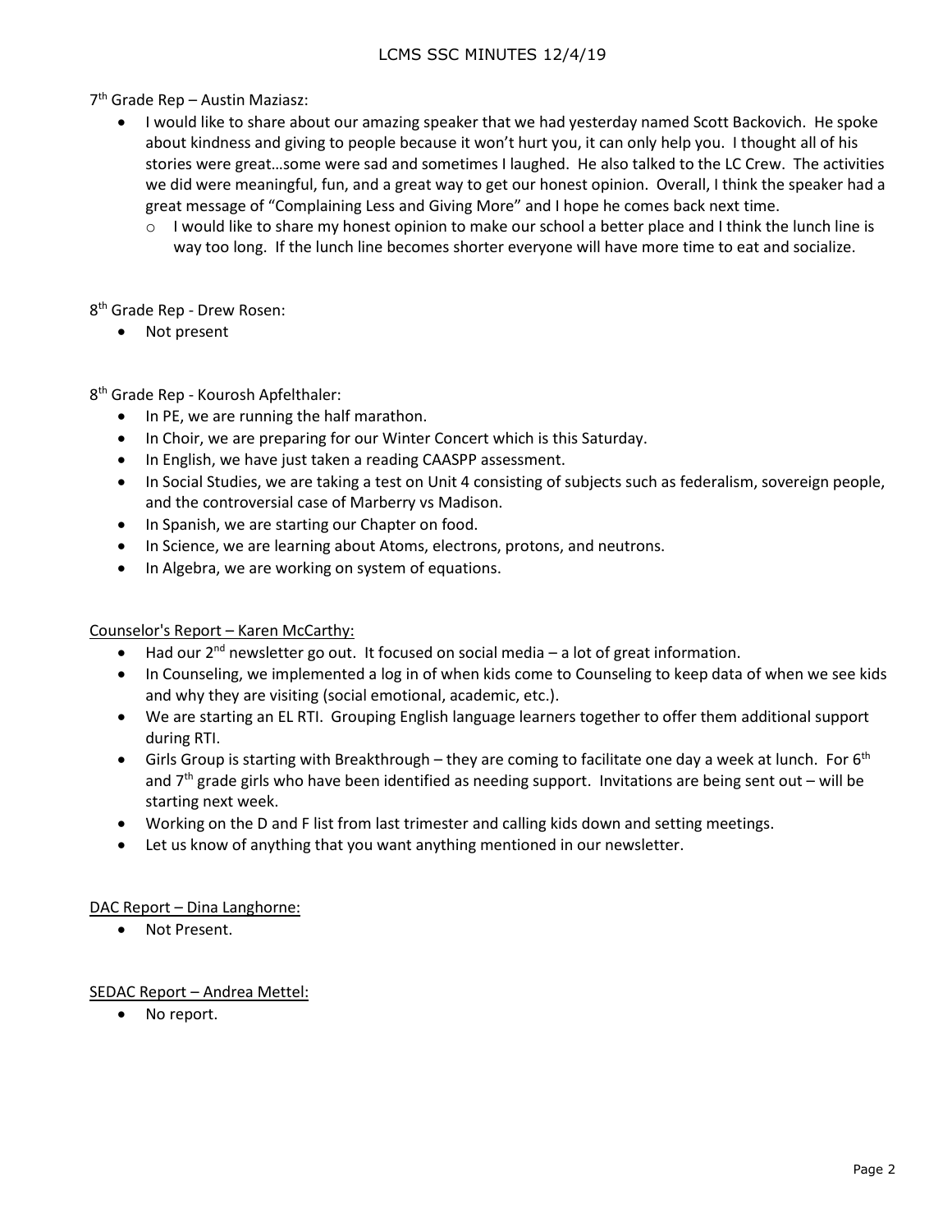7th Grade Rep – Austin Maziasz:

- I would like to share about our amazing speaker that we had yesterday named Scott Backovich. He spoke about kindness and giving to people because it won't hurt you, it can only help you. I thought all of his stories were great…some were sad and sometimes I laughed. He also talked to the LC Crew. The activities we did were meaningful, fun, and a great way to get our honest opinion. Overall, I think the speaker had a great message of "Complaining Less and Giving More" and I hope he comes back next time.
    - I would like to share my honest opinion to make our school a better place and I think the lunch line is way too long. If the lunch line becomes shorter everyone will have more time to eat and socialize.

8th Grade Rep - Drew Rosen:

- Not present

8th Grade Rep - Kourosh Apfelthaler:

- In PE, we are running the half marathon.
- In Choir, we are preparing for our Winter Concert which is this Saturday.
- In English, we have just taken a reading CAASPP assessment.
- In Social Studies, we are taking a test on Unit 4 consisting of subjects such as federalism, sovereign people, and the controversial case of Marberry vs Madison.
- In Spanish, we are starting our Chapter on food.
- In Science, we are learning about Atoms, electrons, protons, and neutrons.
- In Algebra, we are working on system of equations.

<u>Counselor's Report – Karen McCarthy:</u>

- Had our 2nd newsletter go out. It focused on social media – a lot of great information.
- In Counseling, we implemented a log in of when kids come to Counseling to keep data of when we see kids and why they are visiting (social emotional, academic, etc.).
- We are starting an EL RTI. Grouping English language learners together to offer them additional support during RTI.
- Girls Group is starting with Breakthrough – they are coming to facilitate one day a week at lunch. For 6th and 7th grade girls who have been identified as needing support. Invitations are being sent out – will be starting next week.
- Working on the D and F list from last trimester and calling kids down and setting meetings.
- Let us know of anything that you want anything mentioned in our newsletter.

<u>DAC Report – Dina Langhorne:</u>

- Not Present.

<u>SEDAC Report – Andrea Mettel:</u>

- No report.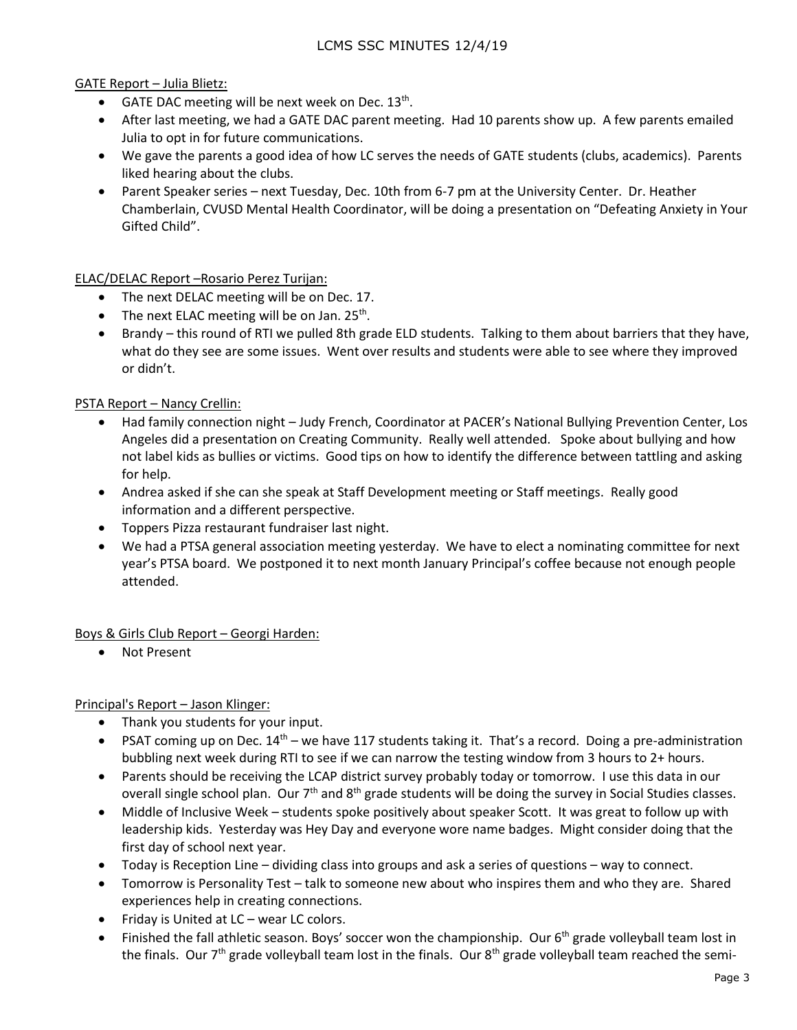GATE Report – Julia Blietz:

- GATE DAC meeting will be next week on Dec. 13th.
- After last meeting, we had a GATE DAC parent meeting. Had 10 parents show up. A few parents emailed Julia to opt in for future communications.
- We gave the parents a good idea of how LC serves the needs of GATE students (clubs, academics). Parents liked hearing about the clubs.
- Parent Speaker series – next Tuesday, Dec. 10th from 6-7 pm at the University Center. Dr. Heather Chamberlain, CVUSD Mental Health Coordinator, will be doing a presentation on "Defeating Anxiety in Your Gifted Child".

ELAC/DELAC Report –Rosario Perez Turijan:

- The next DELAC meeting will be on Dec. 17.
- The next ELAC meeting will be on Jan. 25th.
- Brandy – this round of RTI we pulled 8th grade ELD students. Talking to them about barriers that they have, what do they see are some issues. Went over results and students were able to see where they improved or didn't.

PSTA Report – Nancy Crellin:

- Had family connection night – Judy French, Coordinator at PACER's National Bullying Prevention Center, Los Angeles did a presentation on Creating Community. Really well attended. Spoke about bullying and how not label kids as bullies or victims. Good tips on how to identify the difference between tattling and asking for help.
- Andrea asked if she can she speak at Staff Development meeting or Staff meetings. Really good information and a different perspective.
- Toppers Pizza restaurant fundraiser last night.
- We had a PTSA general association meeting yesterday. We have to elect a nominating committee for next year's PTSA board. We postponed it to next month January Principal's coffee because not enough people attended.

Boys & Girls Club Report – Georgi Harden:

- Not Present

Principal's Report – Jason Klinger:

- Thank you students for your input.
- PSAT coming up on Dec. 14th – we have 117 students taking it. That's a record. Doing a pre-administration bubbling next week during RTI to see if we can narrow the testing window from 3 hours to 2+ hours.
- Parents should be receiving the LCAP district survey probably today or tomorrow. I use this data in our overall single school plan. Our 7th and 8th grade students will be doing the survey in Social Studies classes.
- Middle of Inclusive Week – students spoke positively about speaker Scott. It was great to follow up with leadership kids. Yesterday was Hey Day and everyone wore name badges. Might consider doing that the first day of school next year.
- Today is Reception Line – dividing class into groups and ask a series of questions – way to connect.
- Tomorrow is Personality Test – talk to someone new about who inspires them and who they are. Shared experiences help in creating connections.
- Friday is United at LC – wear LC colors.
- Finished the fall athletic season. Boys' soccer won the championship. Our 6th grade volleyball team lost in the finals. Our 7th grade volleyball team lost in the finals. Our 8th grade volleyball team reached the semi-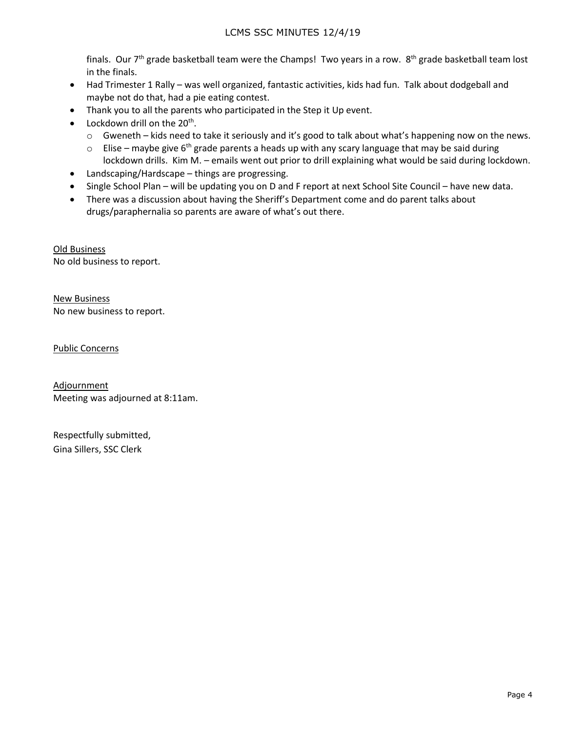finals. Our 7th grade basketball team were the Champs! Two years in a row. 8th grade basketball team lost in the finals.

- Had Trimester 1 Rally – was well organized, fantastic activities, kids had fun. Talk about dodgeball and maybe not do that, had a pie eating contest.
- Thank you to all the parents who participated in the Step it Up event.
- Lockdown drill on the 20th.
  - Gweneth – kids need to take it seriously and it's good to talk about what's happening now on the news.
  - Elise – maybe give 6th grade parents a heads up with any scary language that may be said during lockdown drills. Kim M. – emails went out prior to drill explaining what would be said during lockdown.
- Landscaping/Hardscape – things are progressing.
- Single School Plan – will be updating you on D and F report at next School Site Council – have new data.
- There was a discussion about having the Sheriff's Department come and do parent talks about drugs/paraphernalia so parents are aware of what's out there.

<u>Old Business</u>
No old business to report.

<u>New Business</u>
No new business to report.

<u>Public Concerns</u>

<u>Adjournment</u>
Meeting was adjourned at 8:11am.

Respectfully submitted,
Gina Sillers, SSC Clerk